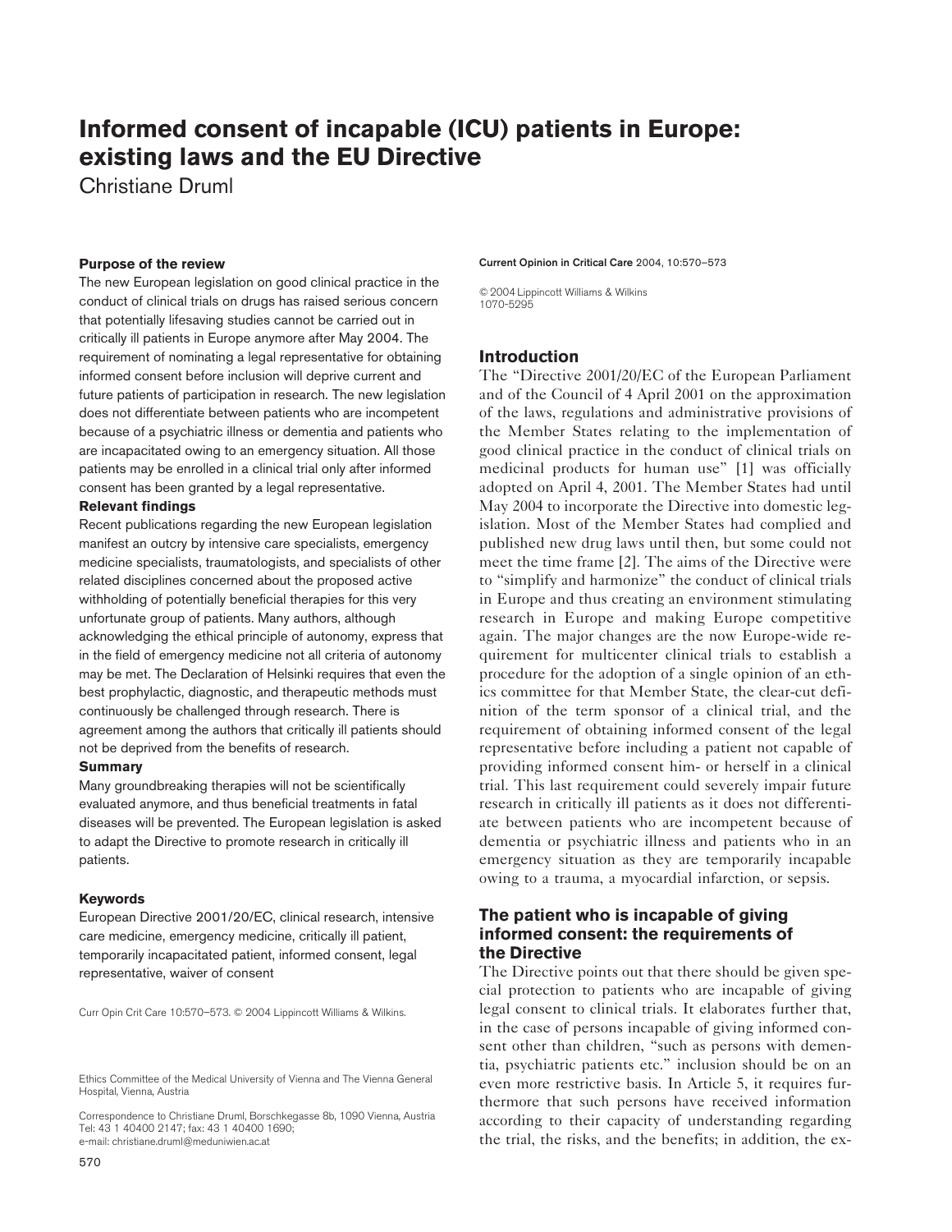# Informed consent of incapable (ICU) patients in Europe: existing laws and the EU Directive

Christiane Druml

### Purpose of the review

The new European legislation on good clinical practice in the conduct of clinical trials on drugs has raised serious concern that potentially lifesaving studies cannot be carried out in critically ill patients in Europe anymore after May 2004. The requirement of nominating a legal representative for obtaining informed consent before inclusion will deprive current and future patients of participation in research. The new legislation does not differentiate between patients who are incompetent because of a psychiatric illness or dementia and patients who are incapacitated owing to an emergency situation. All those patients may be enrolled in a clinical trial only after informed consent has been granted by a legal representative.

### Relevant findings

Recent publications regarding the new European legislation manifest an outcry by intensive care specialists, emergency medicine specialists, traumatologists, and specialists of other related disciplines concerned about the proposed active withholding of potentially beneficial therapies for this very unfortunate group of patients. Many authors, although acknowledging the ethical principle of autonomy, express that in the field of emergency medicine not all criteria of autonomy may be met. The Declaration of Helsinki requires that even the best prophylactic, diagnostic, and therapeutic methods must continuously be challenged through research. There is agreement among the authors that critically ill patients should not be deprived from the benefits of research.

### Summary

Many groundbreaking therapies will not be scientifically evaluated anymore, and thus beneficial treatments in fatal diseases will be prevented. The European legislation is asked to adapt the Directive to promote research in critically ill patients.

### Keywords

European Directive 2001/20/EC, clinical research, intensive care medicine, emergency medicine, critically ill patient, temporarily incapacitated patient, informed consent, legal representative, waiver of consent

Curr Opin Crit Care 10:570–573. © 2004 Lippincott Williams & Wilkins.

Ethics Committee of the Medical University of Vienna and The Vienna General Hospital, Vienna, Austria

Correspondence to Christiane Druml, Borschkegasse 8b, 1090 Vienna, Austria
Tel: 43 1 40400 2147; fax: 43 1 40400 1690;
e-mail: christiane.druml@meduniwien.ac.at

Current Opinion in Critical Care 2004, 10:570–573

© 2004 Lippincott Williams & Wilkins
1070-5295

## Introduction

The "Directive 2001/20/EC of the European Parliament and of the Council of 4 April 2001 on the approximation of the laws, regulations and administrative provisions of the Member States relating to the implementation of good clinical practice in the conduct of clinical trials on medicinal products for human use" [1] was officially adopted on April 4, 2001. The Member States had until May 2004 to incorporate the Directive into domestic legislation. Most of the Member States had complied and published new drug laws until then, but some could not meet the time frame [2]. The aims of the Directive were to "simplify and harmonize" the conduct of clinical trials in Europe and thus creating an environment stimulating research in Europe and making Europe competitive again. The major changes are the now Europe-wide requirement for multicenter clinical trials to establish a procedure for the adoption of a single opinion of an ethics committee for that Member State, the clear-cut definition of the term sponsor of a clinical trial, and the requirement of obtaining informed consent of the legal representative before including a patient not capable of providing informed consent him- or herself in a clinical trial. This last requirement could severely impair future research in critically ill patients as it does not differentiate between patients who are incompetent because of dementia or psychiatric illness and patients who in an emergency situation as they are temporarily incapable owing to a trauma, a myocardial infarction, or sepsis.

## The patient who is incapable of giving informed consent: the requirements of the Directive

The Directive points out that there should be given special protection to patients who are incapable of giving legal consent to clinical trials. It elaborates further that, in the case of persons incapable of giving informed consent other than children, "such as persons with dementia, psychiatric patients etc." inclusion should be on an even more restrictive basis. In Article 5, it requires furthermore that such persons have received information according to their capacity of understanding regarding the trial, the risks, and the benefits; in addition, the ex-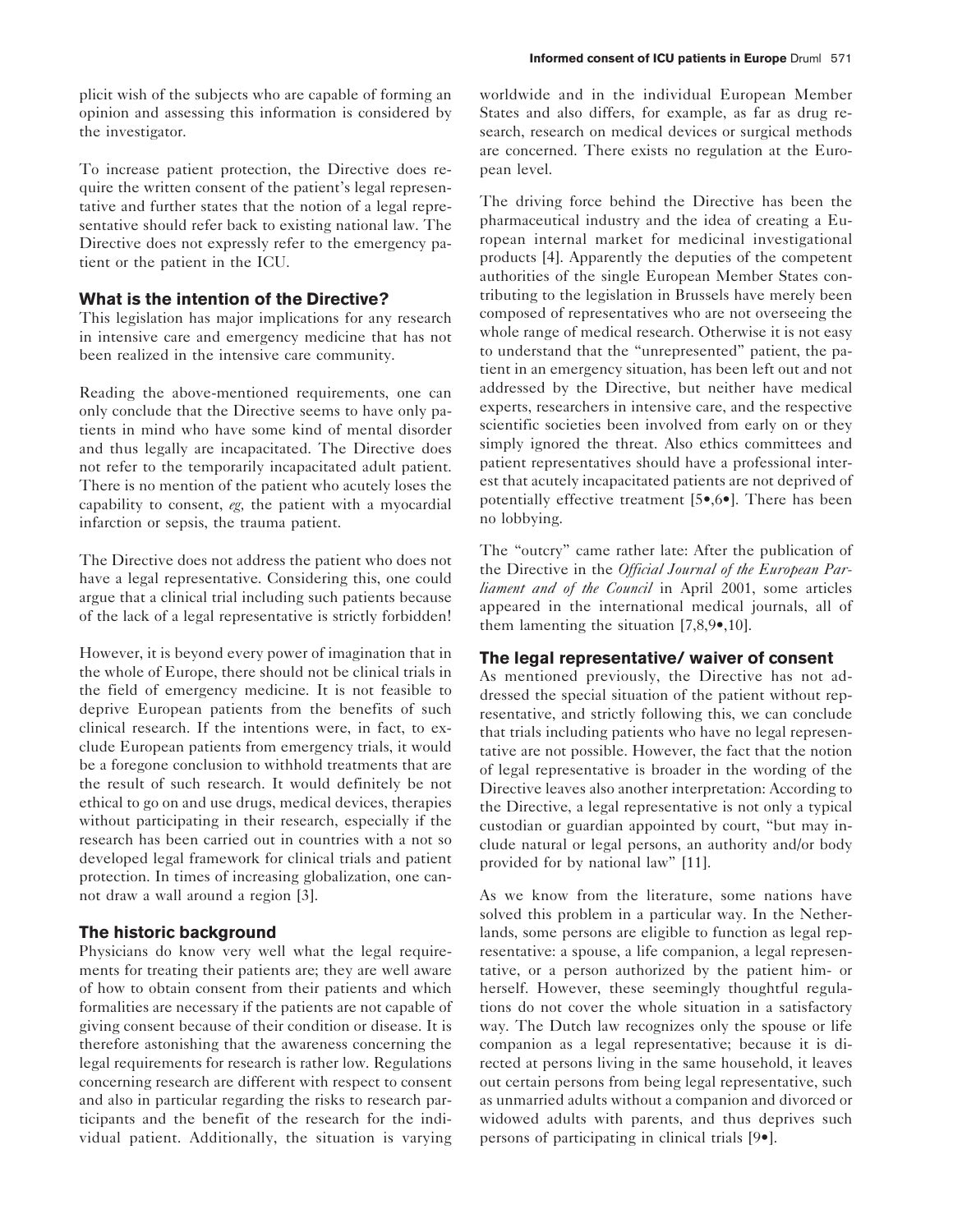plicit wish of the subjects who are capable of forming an opinion and assessing this information is considered by the investigator.

To increase patient protection, the Directive does require the written consent of the patient's legal representative and further states that the notion of a legal representative should refer back to existing national law. The Directive does not expressly refer to the emergency patient or the patient in the ICU.

## What is the intention of the Directive?

This legislation has major implications for any research in intensive care and emergency medicine that has not been realized in the intensive care community.

Reading the above-mentioned requirements, one can only conclude that the Directive seems to have only patients in mind who have some kind of mental disorder and thus legally are incapacitated. The Directive does not refer to the temporarily incapacitated adult patient. There is no mention of the patient who acutely loses the capability to consent, *eg,* the patient with a myocardial infarction or sepsis, the trauma patient.

The Directive does not address the patient who does not have a legal representative. Considering this, one could argue that a clinical trial including such patients because of the lack of a legal representative is strictly forbidden!

However, it is beyond every power of imagination that in the whole of Europe, there should not be clinical trials in the field of emergency medicine. It is not feasible to deprive European patients from the benefits of such clinical research. If the intentions were, in fact, to exclude European patients from emergency trials, it would be a foregone conclusion to withhold treatments that are the result of such research. It would definitely be not ethical to go on and use drugs, medical devices, therapies without participating in their research, especially if the research has been carried out in countries with a not so developed legal framework for clinical trials and patient protection. In times of increasing globalization, one cannot draw a wall around a region [3].

## The historic background

Physicians do know very well what the legal requirements for treating their patients are; they are well aware of how to obtain consent from their patients and which formalities are necessary if the patients are not capable of giving consent because of their condition or disease. It is therefore astonishing that the awareness concerning the legal requirements for research is rather low. Regulations concerning research are different with respect to consent and also in particular regarding the risks to research participants and the benefit of the research for the individual patient. Additionally, the situation is varying worldwide and in the individual European Member States and also differs, for example, as far as drug research, research on medical devices or surgical methods are concerned. There exists no regulation at the European level.

The driving force behind the Directive has been the pharmaceutical industry and the idea of creating a European internal market for medicinal investigational products [4]. Apparently the deputies of the competent authorities of the single European Member States contributing to the legislation in Brussels have merely been composed of representatives who are not overseeing the whole range of medical research. Otherwise it is not easy to understand that the "unrepresented" patient, the patient in an emergency situation, has been left out and not addressed by the Directive, but neither have medical experts, researchers in intensive care, and the respective scientific societies been involved from early on or they simply ignored the threat. Also ethics committees and patient representatives should have a professional interest that acutely incapacitated patients are not deprived of potentially effective treatment [5•,6•]. There has been no lobbying.

The "outcry" came rather late: After the publication of the Directive in the *Official Journal of the European Parliament and of the Council* in April 2001, some articles appeared in the international medical journals, all of them lamenting the situation [7,8,9•,10].

## The legal representative/ waiver of consent

As mentioned previously, the Directive has not addressed the special situation of the patient without representative, and strictly following this, we can conclude that trials including patients who have no legal representative are not possible. However, the fact that the notion of legal representative is broader in the wording of the Directive leaves also another interpretation: According to the Directive, a legal representative is not only a typical custodian or guardian appointed by court, "but may include natural or legal persons, an authority and/or body provided for by national law" [11].

As we know from the literature, some nations have solved this problem in a particular way. In the Netherlands, some persons are eligible to function as legal representative: a spouse, a life companion, a legal representative, or a person authorized by the patient him- or herself. However, these seemingly thoughtful regulations do not cover the whole situation in a satisfactory way. The Dutch law recognizes only the spouse or life companion as a legal representative; because it is directed at persons living in the same household, it leaves out certain persons from being legal representative, such as unmarried adults without a companion and divorced or widowed adults with parents, and thus deprives such persons of participating in clinical trials [9•].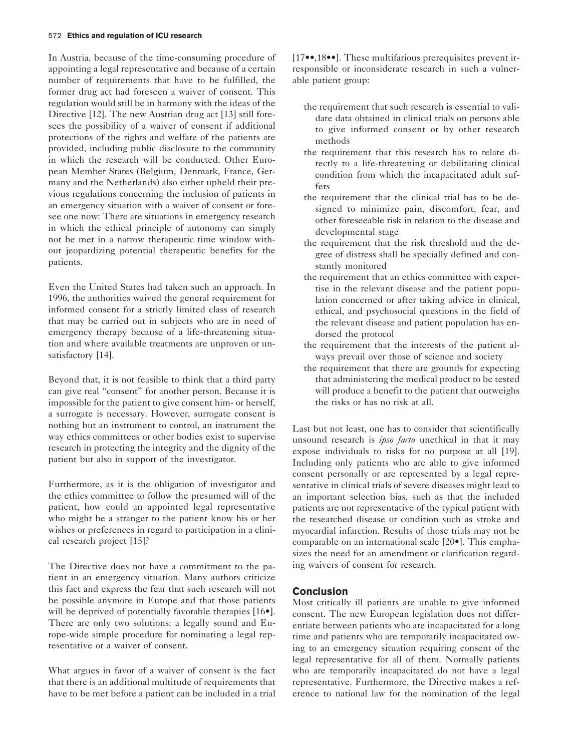In Austria, because of the time-consuming procedure of appointing a legal representative and because of a certain number of requirements that have to be fulfilled, the former drug act had foreseen a waiver of consent. This regulation would still be in harmony with the ideas of the Directive [12]. The new Austrian drug act [13] still foresees the possibility of a waiver of consent if additional protections of the rights and welfare of the patients are provided, including public disclosure to the community in which the research will be conducted. Other European Member States (Belgium, Denmark, France, Germany and the Netherlands) also either upheld their previous regulations concerning the inclusion of patients in an emergency situation with a waiver of consent or foresee one now: There are situations in emergency research in which the ethical principle of autonomy can simply not be met in a narrow therapeutic time window without jeopardizing potential therapeutic benefits for the patients.

Even the United States had taken such an approach. In 1996, the authorities waived the general requirement for informed consent for a strictly limited class of research that may be carried out in subjects who are in need of emergency therapy because of a life-threatening situation and where available treatments are unproven or unsatisfactory [14].

Beyond that, it is not feasible to think that a third party can give real "consent" for another person. Because it is impossible for the patient to give consent him- or herself, a surrogate is necessary. However, surrogate consent is nothing but an instrument to control, an instrument the way ethics committees or other bodies exist to supervise research in protecting the integrity and the dignity of the patient but also in support of the investigator.

Furthermore, as it is the obligation of investigator and the ethics committee to follow the presumed will of the patient, how could an appointed legal representative who might be a stranger to the patient know his or her wishes or preferences in regard to participation in a clinical research project [15]?

The Directive does not have a commitment to the patient in an emergency situation. Many authors criticize this fact and express the fear that such research will not be possible anymore in Europe and that those patients will be deprived of potentially favorable therapies [16•]. There are only two solutions: a legally sound and Europe-wide simple procedure for nominating a legal representative or a waiver of consent.

What argues in favor of a waiver of consent is the fact that there is an additional multitude of requirements that have to be met before a patient can be included in a trial [17••,18••]. These multifarious prerequisites prevent irresponsible or inconsiderate research in such a vulnerable patient group:

- the requirement that such research is essential to validate data obtained in clinical trials on persons able to give informed consent or by other research methods
- the requirement that this research has to relate directly to a life-threatening or debilitating clinical condition from which the incapacitated adult suffers
- the requirement that the clinical trial has to be designed to minimize pain, discomfort, fear, and other foreseeable risk in relation to the disease and developmental stage
- the requirement that the risk threshold and the degree of distress shall be specially defined and constantly monitored
- the requirement that an ethics committee with expertise in the relevant disease and the patient population concerned or after taking advice in clinical, ethical, and psychosocial questions in the field of the relevant disease and patient population has endorsed the protocol
- the requirement that the interests of the patient always prevail over those of science and society
- the requirement that there are grounds for expecting that administering the medical product to be tested will produce a benefit to the patient that outweighs the risks or has no risk at all.

Last but not least, one has to consider that scientifically unsound research is *ipso facto* unethical in that it may expose individuals to risks for no purpose at all [19]. Including only patients who are able to give informed consent personally or are represented by a legal representative in clinical trials of severe diseases might lead to an important selection bias, such as that the included patients are not representative of the typical patient with the researched disease or condition such as stroke and myocardial infarction. Results of those trials may not be comparable on an international scale [20•]. This emphasizes the need for an amendment or clarification regarding waivers of consent for research.

## Conclusion

Most critically ill patients are unable to give informed consent. The new European legislation does not differentiate between patients who are incapacitated for a long time and patients who are temporarily incapacitated owing to an emergency situation requiring consent of the legal representative for all of them. Normally patients who are temporarily incapacitated do not have a legal representative. Furthermore, the Directive makes a reference to national law for the nomination of the legal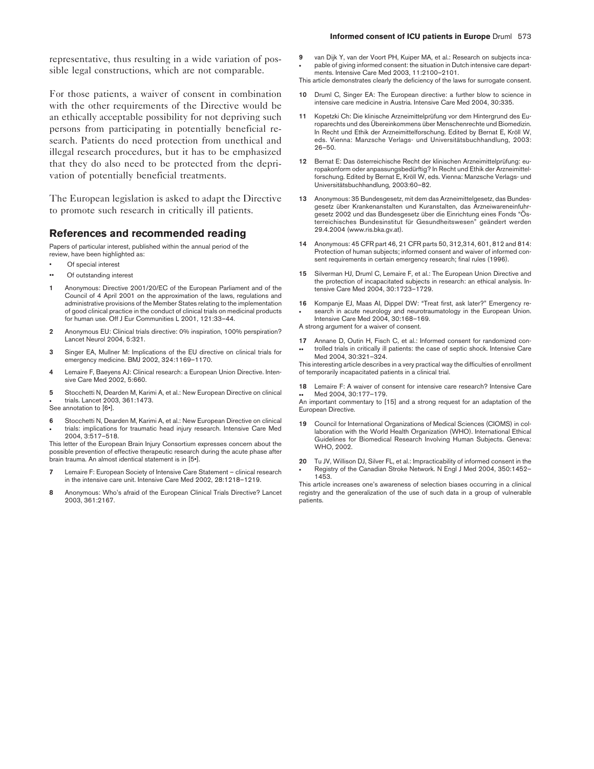representative, thus resulting in a wide variation of possible legal constructions, which are not comparable.

For those patients, a waiver of consent in combination with the other requirements of the Directive would be an ethically acceptable possibility for not depriving such persons from participating in potentially beneficial research. Patients do need protection from unethical and illegal research procedures, but it has to be emphasized that they do also need to be protected from the deprivation of potentially beneficial treatments.

The European legislation is asked to adapt the Directive to promote such research in critically ill patients.

## References and recommended reading

Papers of particular interest, published within the annual period of the review, have been highlighted as:

- • Of special interest
- •• Of outstanding interest

1 Anonymous: Directive 2001/20/EC of the European Parliament and of the Council of 4 April 2001 on the approximation of the laws, regulations and administrative provisions of the Member States relating to the implementation of good clinical practice in the conduct of clinical trials on medicinal products for human use. Off J Eur Communities L 2001, 121:33–44.

2 Anonymous EU: Clinical trials directive: 0% inspiration, 100% perspiration? Lancet Neurol 2004, 5:321.

3 Singer EA, Mullner M: Implications of the EU directive on clinical trials for emergency medicine. BMJ 2002, 324:1169–1170.

4 Lemaire F, Baeyens AJ: Clinical research: a European Union Directive. Intensive Care Med 2002, 5:660.

5 • Stocchetti N, Dearden M, Karimi A, et al.: New European Directive on clinical trials. Lancet 2003, 361:1473.
See annotation to [6•].

6 • Stocchetti N, Dearden M, Karimi A, et al.: New European Directive on clinical trials: implications for traumatic head injury research. Intensive Care Med 2004, 3:517–518.
This letter of the European Brain Injury Consortium expresses concern about the possible prevention of effective therapeutic research during the acute phase after brain trauma. An almost identical statement is in [5•].

7 Lemaire F: European Society of Intensive Care Statement – clinical research in the intensive care unit. Intensive Care Med 2002, 28:1218–1219.

8 Anonymous: Who's afraid of the European Clinical Trials Directive? Lancet 2003, 361:2167.

9 • van Dijk Y, van der Voort PH, Kuiper MA, et al.: Research on subjects incapable of giving informed consent: the situation in Dutch intensive care departments. Intensive Care Med 2003, 11:2100–2101.
This article demonstrates clearly the deficiency of the laws for surrogate consent.

10 Druml C, Singer EA: The European directive: a further blow to science in intensive care medicine in Austria. Intensive Care Med 2004, 30:335.

11 Kopetzki Ch: Die klinische Arzneimittelprüfung vor dem Hintergrund des Europarechts und des Übereinkommens über Menschenrechte und Biomedizin. In Recht und Ethik der Arzneimittelforschung. Edited by Bernat E, Kröll W, eds. Vienna: Manzsche Verlags- und Universitätsbuchhandlung, 2003: 26–50.

12 Bernat E: Das österreichische Recht der klinischen Arzneimittelprüfung: europakonform oder anpassungsbedürftig? In Recht und Ethik der Arzneimittelforschung. Edited by Bernat E, Kröll W, eds. Vienna: Manzsche Verlags- und Universitätsbuchhandlung, 2003:60–82.

13 Anonymous: 35 Bundesgesetz, mit dem das Arzneimittelgesetz, das Bundesgesetz über Krankenanstalten und Kuranstalten, das Arzneiwareneinfuhrgesetz 2002 und das Bundesgesetz über die Einrichtung eines Fonds "Österreichisches Bundesinstitut für Gesundheitswesen" geändert werden 29.4.2004 (www.ris.bka.gv.at).

14 Anonymous: 45 CFR part 46, 21 CFR parts 50, 312,314, 601, 812 and 814: Protection of human subjects; informed consent and waiver of informed consent requirements in certain emergency research; final rules (1996).

15 Silverman HJ, Druml C, Lemaire F, et al.: The European Union Directive and the protection of incapacitated subjects in research: an ethical analysis. Intensive Care Med 2004, 30:1723–1729.

16 • Kompanje EJ, Maas AI, Dippel DW: "Treat first, ask later?" Emergency research in acute neurology and neurotraumatology in the European Union. Intensive Care Med 2004, 30:168–169.
A strong argument for a waiver of consent.

17 •• Annane D, Outin H, Fisch C, et al.: Informed consent for randomized controlled trials in critically ill patients: the case of septic shock. Intensive Care Med 2004, 30:321–324.
This interesting article describes in a very practical way the difficulties of enrollment of temporarily incapacitated patients in a clinical trial.

18 •• Lemaire F: A waiver of consent for intensive care research? Intensive Care Med 2004, 30:177–179.
An important commentary to [15] and a strong request for an adaptation of the European Directive.

19 Council for International Organizations of Medical Sciences (CIOMS) in collaboration with the World Health Organization (WHO). International Ethical Guidelines for Biomedical Research Involving Human Subjects. Geneva: WHO, 2002.

20 • Tu JV, Willison DJ, Silver FL, et al.: Impracticability of informed consent in the Registry of the Canadian Stroke Network. N Engl J Med 2004, 350:1452–1453.
This article increases one's awareness of selection biases occurring in a clinical registry and the generalization of the use of such data in a group of vulnerable patients.